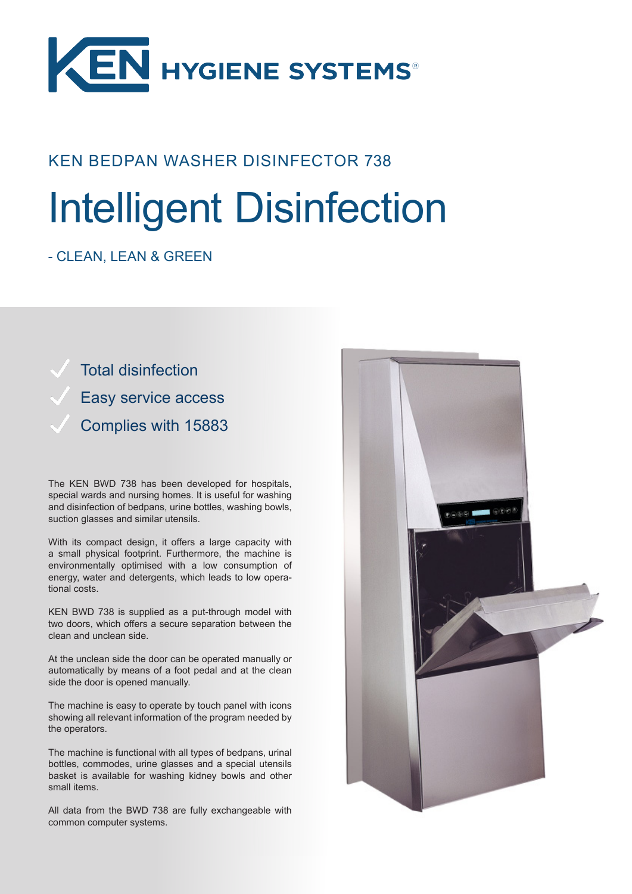KEN HYGIENE SYSTEMS®

## KEN BEDPAN WASHER DISINFECTOR 738

# Intelligent Disinfection

- CLEAN, LEAN & GREEN

- ✓ Total disinfection
- ✓ Easy service access
- ✓ Complies with 15883

The KEN BWD 738 has been developed for hospitals, special wards and nursing homes. It is useful for washing and disinfection of bedpans, urine bottles, washing bowls, suction glasses and similar utensils.

With its compact design, it offers a large capacity with a small physical footprint. Furthermore, the machine is environmentally optimised with a low consumption of energy, water and detergents, which leads to low operational costs.

KEN BWD 738 is supplied as a put-through model with two doors, which offers a secure separation between the clean and unclean side.

At the unclean side the door can be operated manually or automatically by means of a foot pedal and at the clean side the door is opened manually.

The machine is easy to operate by touch panel with icons showing all relevant information of the program needed by the operators.

The machine is functional with all types of bedpans, urinal bottles, commodes, urine glasses and a special utensils basket is available for washing kidney bowls and other small items.

All data from the BWD 738 are fully exchangeable with common computer systems.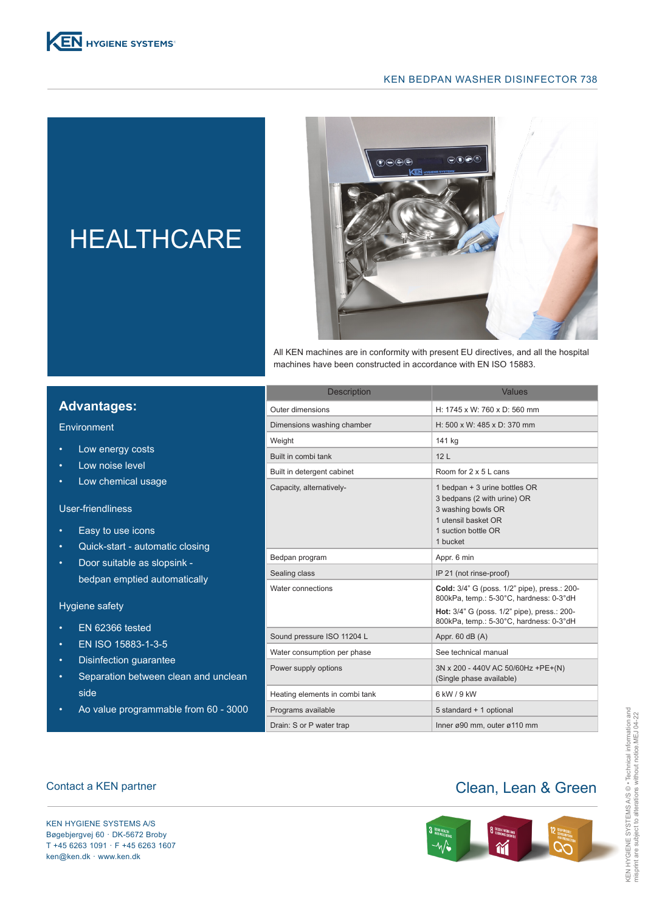KEN HYGIENE SYSTEMS

KEN BEDPAN WASHER DISINFECTOR 738

# HEALTHCARE

All KEN machines are in conformity with present EU directives, and all the hospital machines have been constructed in accordance with EN ISO 15883.

## Advantages:

Environment

- Low energy costs
- Low noise level
- Low chemical usage

User-friendliness

- Easy to use icons
- Quick-start - automatic closing
- Door suitable as slopsink - bedpan emptied automatically

Hygiene safety

- EN 62366 tested
- EN ISO 15883-1-3-5
- Disinfection guarantee
- Separation between clean and unclean side
- Ao value programmable from 60 - 3000

| Description | Values |
| --- | --- |
| Outer dimensions | H: 1745 x W: 760 x D: 560 mm |
| Dimensions washing chamber | H: 500 x W: 485 x D: 370 mm |
| Weight | 141 kg |
| Built in combi tank | 12 L |
| Built in detergent cabinet | Room for 2 x 5 L cans |
| Capacity, alternatively- | 1 bedpan + 3 urine bottles OR<br>3 bedpans (2 with urine) OR<br>3 washing bowls OR<br>1 utensil basket OR<br>1 suction bottle OR<br>1 bucket |
| Bedpan program | Appr. 6 min |
| Sealing class | IP 21 (not rinse-proof) |
| Water connections | **Cold:** 3/4” G (poss. 1/2” pipe), press.: 200-800kPa, temp.: 5-30°C, hardness: 0-3°dH<br>**Hot:** 3/4” G (poss. 1/2” pipe), press.: 200-800kPa, temp.: 5-30°C, hardness: 0-3°dH |
| Sound pressure ISO 11204 L | Appr. 60 dB (A) |
| Water consumption per phase | See technical manual |
| Power supply options | 3N x 200 - 440V AC 50/60Hz +PE+(N)<br>(Single phase available) |
| Heating elements in combi tank | 6 kW / 9 kW |
| Programs available | 5 standard + 1 optional |
| Drain: S or P water trap | Inner ø90 mm, outer ø110 mm |

Contact a KEN partner

Clean, Lean & Green

KEN HYGIENE SYSTEMS A/S
Bøgebjergvej 60 · DK-5672 Broby
T +45 6263 1091 · F +45 6263 1607
ken@ken.dk · www.ken.dk

KEN HYGIENE SYSTEMS A/S © • Technical information and misprint are subject to alterations without notice.MEJ 04-22